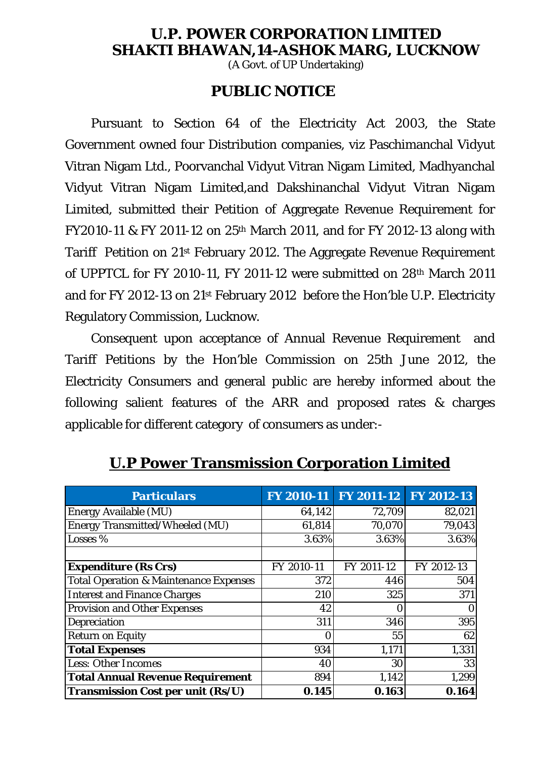# U.P. POWER CORPORATION LIMITED
# SHAKTI BHAWAN,14-ASHOK MARG, LUCKNOW

(A Govt. of UP Undertaking)

## PUBLIC NOTICE

Pursuant to Section 64 of the Electricity Act 2003, the State Government owned four Distribution companies, viz Paschimanchal Vidyut Vitran Nigam Ltd., Poorvanchal Vidyut Vitran Nigam Limited, Madhyanchal Vidyut Vitran Nigam Limited,and Dakshinanchal Vidyut Vitran Nigam Limited, submitted their Petition of Aggregate Revenue Requirement for FY2010-11 & FY 2011-12 on 25th March 2011, and for FY 2012-13 along with Tariff Petition on 21st February 2012. The Aggregate Revenue Requirement of UPPTCL for FY 2010-11, FY 2011-12 were submitted on 28th March 2011 and for FY 2012-13 on 21st February 2012 before the Hon'ble U.P. Electricity Regulatory Commission, Lucknow.

Consequent upon acceptance of Annual Revenue Requirement and Tariff Petitions by the Hon'ble Commission on 25th June 2012, the Electricity Consumers and general public are hereby informed about the following salient features of the ARR and proposed rates & charges applicable for different category of consumers as under:-

## U.P Power Transmission Corporation Limited

| Particulars | FY 2010-11 | FY 2011-12 | FY 2012-13 |
|---|---|---|---|
| Energy Available (MU) | 64,142 | 72,709 | 82,021 |
| Energy Transmitted/Wheeled (MU) | 61,814 | 70,070 | 79,043 |
| Losses % | 3.63% | 3.63% | 3.63% |
| | | | |
| **Expenditure (Rs Crs)** | FY 2010-11 | FY 2011-12 | FY 2012-13 |
| Total Operation & Maintenance Expenses | 372 | 446 | 504 |
| Interest and Finance Charges | 210 | 325 | 371 |
| Provision and Other Expenses | 42 | 0 | 0 |
| Depreciation | 311 | 346 | 395 |
| Return on Equity | 0 | 55 | 62 |
| **Total Expenses** | 934 | 1,171 | 1,331 |
| Less: Other Incomes | 40 | 30 | 33 |
| **Total Annual Revenue Requirement** | 894 | 1,142 | 1,299 |
| **Transmission Cost per unit (Rs/U)** | **0.145** | **0.163** | **0.164** |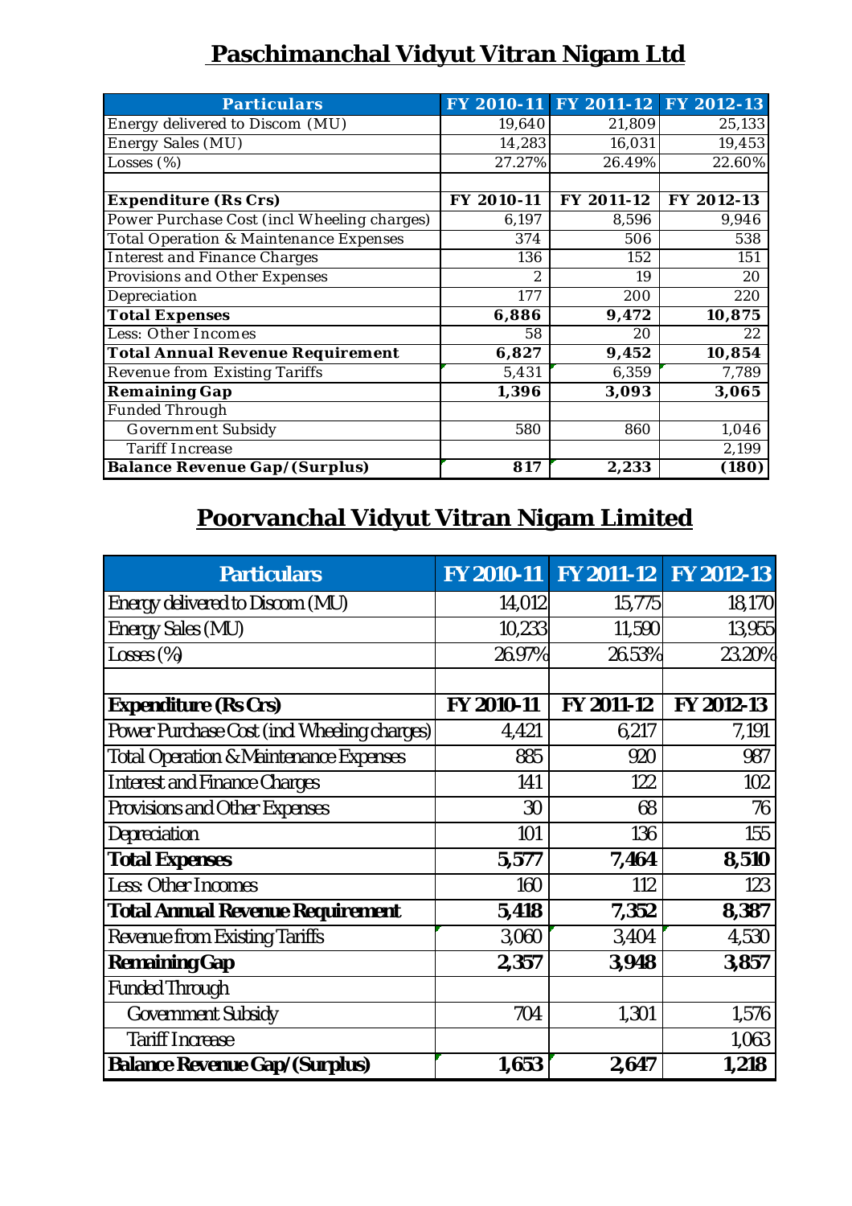# Paschimanchal Vidyut Vitran Nigam Ltd

| Particulars | FY 2010-11 | FY 2011-12 | FY 2012-13 |
|---|---|---|---|
| Energy delivered to Discom (MU) | 19,640 | 21,809 | 25,133 |
| Energy Sales (MU) | 14,283 | 16,031 | 19,453 |
| Losses (%) | 27.27% | 26.49% | 22.60% |
| | | | |
| **Expenditure (Rs Crs)** | **FY 2010-11** | **FY 2011-12** | **FY 2012-13** |
| Power Purchase Cost (incl Wheeling charges) | 6,197 | 8,596 | 9,946 |
| Total Operation & Maintenance Expenses | 374 | 506 | 538 |
| Interest and Finance Charges | 136 | 152 | 151 |
| Provisions and Other Expenses | 2 | 19 | 20 |
| Depreciation | 177 | 200 | 220 |
| **Total Expenses** | **6,886** | **9,472** | **10,875** |
| Less: Other Incomes | 58 | 20 | 22 |
| **Total Annual Revenue Requirement** | **6,827** | **9,452** | **10,854** |
| Revenue from Existing Tariffs | 5,431 | 6,359 | 7,789 |
| **Remaining Gap** | **1,396** | **3,093** | **3,065** |
| Funded Through | | | |
| Government Subsidy | 580 | 860 | 1,046 |
| Tariff Increase | | | 2,199 |
| **Balance Revenue Gap/(Surplus)** | **817** | **2,233** | **(180)** |

# Poorvanchal Vidyut Vitran Nigam Limited

| Particulars | FY 2010-11 | FY 2011-12 | FY 2012-13 |
|---|---|---|---|
| Energy delivered to Discom (MU) | 14,012 | 15,775 | 18,170 |
| Energy Sales (MU) | 10,233 | 11,590 | 13,955 |
| Losses (%) | 26.97% | 26.53% | 23.20% |
| | | | |
| **Expenditure (Rs Crs)** | **FY 2010-11** | **FY 2011-12** | **FY 2012-13** |
| Power Purchase Cost (incl Wheeling charges) | 4,421 | 6,217 | 7,191 |
| Total Operation & Maintenance Expenses | 885 | 920 | 987 |
| Interest and Finance Charges | 141 | 122 | 102 |
| Provisions and Other Expenses | 30 | 68 | 76 |
| Depreciation | 101 | 136 | 155 |
| **Total Expenses** | **5,577** | **7,464** | **8,510** |
| Less: Other Incomes | 160 | 112 | 123 |
| **Total Annual Revenue Requirement** | **5,418** | **7,352** | **8,387** |
| Revenue from Existing Tariffs | 3,060 | 3,404 | 4,530 |
| **Remaining Gap** | **2,357** | **3,948** | **3,857** |
| Funded Through | | | |
| Government Subsidy | 704 | 1,301 | 1,576 |
| Tariff Increase | | | 1,063 |
| **Balance Revenue Gap/(Surplus)** | **1,653** | **2,647** | **1,218** |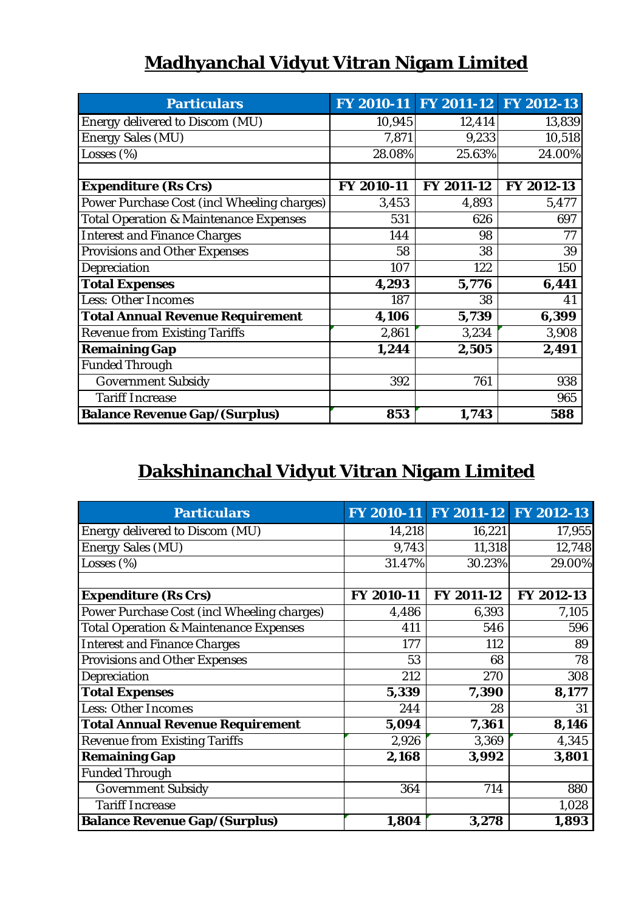# Madhyanchal Vidyut Vitran Nigam Limited

| Particulars | FY 2010-11 | FY 2011-12 | FY 2012-13 |
|---|---|---|---|
| Energy delivered to Discom (MU) | 10,945 | 12,414 | 13,839 |
| Energy Sales (MU) | 7,871 | 9,233 | 10,518 |
| Losses (%) | 28.08% | 25.63% | 24.00% |
| | | | |
| **Expenditure (Rs Crs)** | **FY 2010-11** | **FY 2011-12** | **FY 2012-13** |
| Power Purchase Cost (incl Wheeling charges) | 3,453 | 4,893 | 5,477 |
| Total Operation & Maintenance Expenses | 531 | 626 | 697 |
| Interest and Finance Charges | 144 | 98 | 77 |
| Provisions and Other Expenses | 58 | 38 | 39 |
| Depreciation | 107 | 122 | 150 |
| **Total Expenses** | **4,293** | **5,776** | **6,441** |
| Less: Other Incomes | 187 | 38 | 41 |
| **Total Annual Revenue Requirement** | **4,106** | **5,739** | **6,399** |
| Revenue from Existing Tariffs | 2,861 | 3,234 | 3,908 |
| **Remaining Gap** | **1,244** | **2,505** | **2,491** |
| Funded Through | | | |
| Government Subsidy | 392 | 761 | 938 |
| Tariff Increase | | | 965 |
| **Balance Revenue Gap/(Surplus)** | **853** | **1,743** | **588** |

# Dakshinanchal Vidyut Vitran Nigam Limited

| Particulars | FY 2010-11 | FY 2011-12 | FY 2012-13 |
|---|---|---|---|
| Energy delivered to Discom (MU) | 14,218 | 16,221 | 17,955 |
| Energy Sales (MU) | 9,743 | 11,318 | 12,748 |
| Losses (%) | 31.47% | 30.23% | 29.00% |
| | | | |
| **Expenditure (Rs Crs)** | **FY 2010-11** | **FY 2011-12** | **FY 2012-13** |
| Power Purchase Cost (incl Wheeling charges) | 4,486 | 6,393 | 7,105 |
| Total Operation & Maintenance Expenses | 411 | 546 | 596 |
| Interest and Finance Charges | 177 | 112 | 89 |
| Provisions and Other Expenses | 53 | 68 | 78 |
| Depreciation | 212 | 270 | 308 |
| **Total Expenses** | **5,339** | **7,390** | **8,177** |
| Less: Other Incomes | 244 | 28 | 31 |
| **Total Annual Revenue Requirement** | **5,094** | **7,361** | **8,146** |
| Revenue from Existing Tariffs | 2,926 | 3,369 | 4,345 |
| **Remaining Gap** | **2,168** | **3,992** | **3,801** |
| Funded Through | | | |
| Government Subsidy | 364 | 714 | 880 |
| Tariff Increase | | | 1,028 |
| **Balance Revenue Gap/(Surplus)** | **1,804** | **3,278** | **1,893** |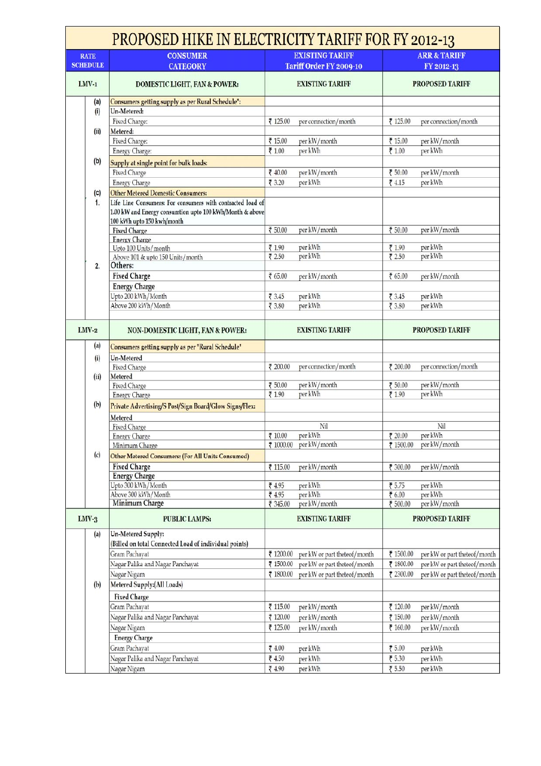# PROPOSED HIKE IN ELECTRICITY TARIFF FOR FY 2012-13

| RATE SCHEDULE | | CONSUMER CATEGORY | EXISTING TARIFF Tariff Order FY 2009-10 | | ARR & TARIFF FY 2012-13 | |
|---|---|---|---|---|---|---|
| LMV-1 | | DOMESTIC LIGHT, FAN & POWER: | EXISTING TARIFF | | PROPOSED TARIFF | |
| | (a) | Consumers getting supply as per Rural Schedule": | | | | |
| | (i) | Un-Metered: | | | | |
| | | Fixed Charge: | ₹ 125.00 | per connection/month | ₹ 125.00 | per connection/month |
| | (ii) | Metered: | | | | |
| | | Fixed Charge: | ₹ 15.00 | per kW/month | ₹ 15.00 | per kW/month |
| | | Energy Charge: | ₹ 1.00 | per kWh | ₹ 1.00 | per kWh |
| | (b) | Supply at single point for bulk loads: | | | | |
| | | Fixed Charge | ₹ 40.00 | per kW/month | ₹ 50.00 | per kW/month |
| | | Energy Charge | ₹ 3.20 | per kWh | ₹ 4.15 | per kWh |
| | (c) | Other Metered Domestic Consumers: | | | | |
| | 1. | Life Line Consumers: For consumers with contracted load of 1.00 kW and Energy consumtion upto 100 kWh/Month & above 100 kWh upto 150 kwh/month | | | | |
| | | Fixed Charge | ₹ 50.00 | per kW/month | ₹ 50.00 | per kW/month |
| | | Energy Charge | | | | |
| | | Upto 100 Units/month | ₹ 1.90 | per kWh | ₹ 1.90 | per kWh |
| | | Above 101 & upto 150 Units/month | ₹ 2.50 | per kWh | ₹ 2.50 | per kWh |
| | 2. | Others: | | | | |
| | | Fixed Charge | ₹ 65.00 | per kW/month | ₹ 65.00 | per kW/month |
| | | Energy Charge | | | | |
| | | Upto 200 kWh/Month | ₹ 3.45 | per kWh | ₹ 3.45 | per kWh |
| | | Above 200 kWh/Month | ₹ 3.80 | per kWh | ₹ 3.80 | per kWh |
| LMV-2 | | NON-DOMESTIC LIGHT, FAN & POWER: | EXISTING TARIFF | | PROPOSED TARIFF | |
| | (a) | Consumers getting supply as per "Rural Schedule" | | | | |
| | (i) | Un-Metered | | | | |
| | | Fixed Charge | ₹ 200.00 | per connection/month | ₹ 200.00 | per connection/month |
| | (ii) | Metered | | | | |
| | | Fixed Charge | ₹ 50.00 | per kW/month | ₹ 50.00 | per kW/month |
| | | Energy Charge | ₹ 1.90 | per kWh | ₹ 1.90 | per kWh |
| | (b) | Private Advertising/S Post/Sign Board/Glow Signs/Flex: | | | | |
| | | Metered | | | | |
| | | Fixed Charge | Nil | | Nil | |
| | | Energy Charge | ₹ 10.00 | per kWh | ₹ 20.00 | per kWh |
| | | Minimum Charge | ₹ 1000.00 | per kW/month | ₹ 1500.00 | per kW/month |
| | (c) | Other Metered Consumers: (For All Units Consumed) | | | | |
| | | Fixed Charge | ₹ 115.00 | per kW/month | ₹ 300.00 | per kW/month |
| | | Energy Charge | | | | |
| | | Upto 300 kWh/Month | ₹ 4.95 | per kWh | ₹ 5.75 | per kWh |
| | | Above 300 kWh/Month | ₹ 4.95 | per kWh | ₹ 6.00 | per kWh |
| | | Minimum Charge | ₹ 345.00 | per kW/month | ₹ 500.00 | per kW/month |
| LMV-3 | | PUBLIC LAMPS: | EXISTING TARIFF | | PROPOSED TARIFF | |
| | (a) | Un-Metered Supply: (Billed on total Connected Load of individual points) | | | | |
| | | Gram Pachayat | ₹ 1200.00 | per kW or part theteof/month | ₹ 1500.00 | per kW or part theteof/month |
| | | Nagar Palika and Nagar Panchayat | ₹ 1500.00 | per kW or part theteof/month | ₹ 1800.00 | per kW or part theteof/month |
| | | Nagar Nigam | ₹ 1800.00 | per kW or part theteof/month | ₹ 2300.00 | per kW or part theteof/month |
| | (b) | Metered Supply:(All Loads) | | | | |
| | | Fixed Charge | | | | |
| | | Gram Pachayat | ₹ 115.00 | per kW/month | ₹ 120.00 | per kW/month |
| | | Nagar Palika and Nagar Panchayat | ₹ 120.00 | per kW/month | ₹ 150.00 | per kW/month |
| | | Nagar Nigam | ₹ 125.00 | per kW/month | ₹ 160.00 | per kW/month |
| | | Energy Charge | | | | |
| | | Gram Pachayat | ₹ 4.00 | per kWh | ₹ 5.00 | per kWh |
| | | Nagar Palika and Nagar Panchayat | ₹ 4.50 | per kWh | ₹ 5.30 | per kWh |
| | | Nagar Nigam | ₹ 4.90 | per kWh | ₹ 5.50 | per kWh |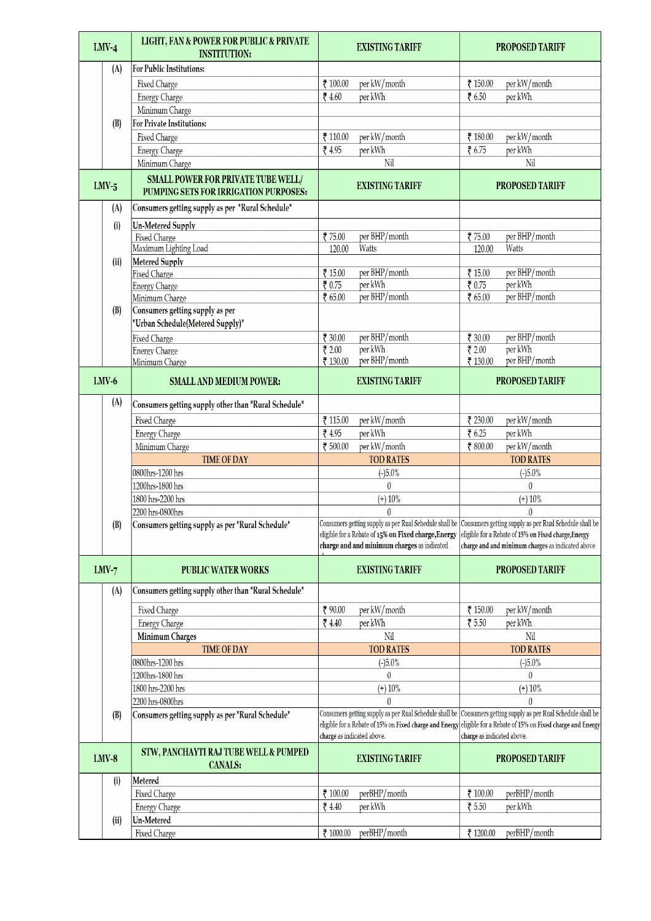| LMV-4 | LIGHT, FAN & POWER FOR PUBLIC & PRIVATE INSTITUTION: | EXISTING TARIFF | | PROPOSED TARIFF | |
|---|---|---|---|---|---|
| (A) | For Public Institutions: | | | | |
| | Fixed Charge | ₹ 100.00 | per kW/month | ₹ 150.00 | per kW/month |
| | Energy Charge | ₹ 4.60 | per kWh | ₹ 6.50 | per kWh |
| | Minimum Charge | | | | |
| (B) | For Private Institutions: | | | | |
| | Fixed Charge | ₹ 110.00 | per kW/month | ₹ 180.00 | per kW/month |
| | Energy Charge | ₹ 4.95 | per kWh | ₹ 6.75 | per kWh |
| | Minimum Charge | Nil | | Nil | |
| **LMV-5** | **SMALL POWER FOR PRIVATE TUBE WELL/ PUMPING SETS FOR IRRIGATION PURPOSES:** | **EXISTING TARIFF** | | **PROPOSED TARIFF** | |
| (A) | Consumers getting supply as per "Rural Schedule" | | | | |
| (i) | Un-Metered Supply | | | | |
| | Fixed Charge | ₹ 75.00 | per BHP/month | ₹ 75.00 | per BHP/month |
| | Maximum Lighting Load | 120.00 | Watts | 120.00 | Watts |
| (ii) | Metered Supply | | | | |
| | Fixed Charge | ₹ 15.00 | per BHP/month | ₹ 15.00 | per BHP/month |
| | Energy Charge | ₹ 0.75 | per kWh | ₹ 0.75 | per kWh |
| | Minimum Charge | ₹ 65.00 | per BHP/month | ₹ 65.00 | per BHP/month |
| (B) | Consumers getting supply as per "Urban Schedule(Metered Supply)" | | | | |
| | Fixed Charge | ₹ 30.00 | per BHP/month | ₹ 30.00 | per BHP/month |
| | Energy Charge | ₹ 2.00 | per kWh | ₹ 2.00 | per kWh |
| | Minimum Charge | ₹ 130.00 | per BHP/month | ₹ 130.00 | per BHP/month |
| **LMV-6** | **SMALL AND MEDIUM POWER:** | **EXISTING TARIFF** | | **PROPOSED TARIFF** | |
| (A) | Consumers getting supply other than "Rural Schedule" | | | | |
| | Fixed Charge | ₹ 115.00 | per kW/month | ₹ 230.00 | per kW/month |
| | Energy Charge | ₹ 4.95 | per kWh | ₹ 6.25 | per kWh |
| | Minimum Charge | ₹ 500.00 | per kW/month | ₹ 800.00 | per kW/month |
| | TIME OF DAY | TOD RATES | | TOD RATES | |
| | 0800hrs-1200 hrs | (-)5.0% | | (-)5.0% | |
| | 1200hrs-1800 hrs | 0 | | 0 | |
| | 1800 hrs-2200 hrs | (+) 10% | | (+) 10% | |
| | 2200 hrs-0800hrs | 0 | | 0 | |
| (B) | Consumers getting supply as per "Rural Schedule" | Consumers getting supply as per Rual Schedule shall be eligible for a Rebate of **15% on Fixed charge,Energy charge and and minimum charges** as indicated | | Consumers getting supply as per Rual Schedule shall be eligible for a Rebate of 15% on **Fixed charge,Energy charge and and minimum charges** as indicated above | |
| **LMV-7** | **PUBLIC WATER WORKS** | **EXISTING TARIFF** | | **PROPOSED TARIFF** | |
| (A) | Consumers getting supply other than "Rural Schedule" | | | | |
| | Fixed Charge | ₹ 90.00 | per kW/month | ₹ 150.00 | per kW/month |
| | Energy Charge | ₹ 4.40 | per kWh | ₹ 5.50 | per kWh |
| | Minimum Charges | Nil | | Nil | |
| | TIME OF DAY | TOD RATES | | TOD RATES | |
| | 0800hrs-1200 hrs | (-)5.0% | | (-)5.0% | |
| | 1200hrs-1800 hrs | 0 | | 0 | |
| | 1800 hrs-2200 hrs | (+) 10% | | (+) 10% | |
| | 2200 hrs-0800hrs | 0 | | 0 | |
| (B) | Consumers getting supply as per "Rural Schedule" | Consumers getting supply as per Rual Schedule shall be eligible for a Rebate of 15% on Fixed charge and Energy charge as indicated above. | | Consumers getting supply as per Rual Schedule shall be eligible for a Rebate of 15% on Fixed charge and Energy charge as indicated above. | |
| **LMV-8** | **STW, PANCHAYTI RAJ TUBE WELL & PUMPED CANALS:** | **EXISTING TARIFF** | | **PROPOSED TARIFF** | |
| (i) | Metered | | | | |
| | Fixed Charge | ₹ 100.00 | perBHP/month | ₹ 100.00 | perBHP/month |
| | Energy Charge | ₹ 4.40 | per kWh | ₹ 5.50 | per kWh |
| (ii) | Un-Metered | | | | |
| | Fixed Charge | ₹ 1000.00 | perBHP/month | ₹ 1200.00 | perBHP/month |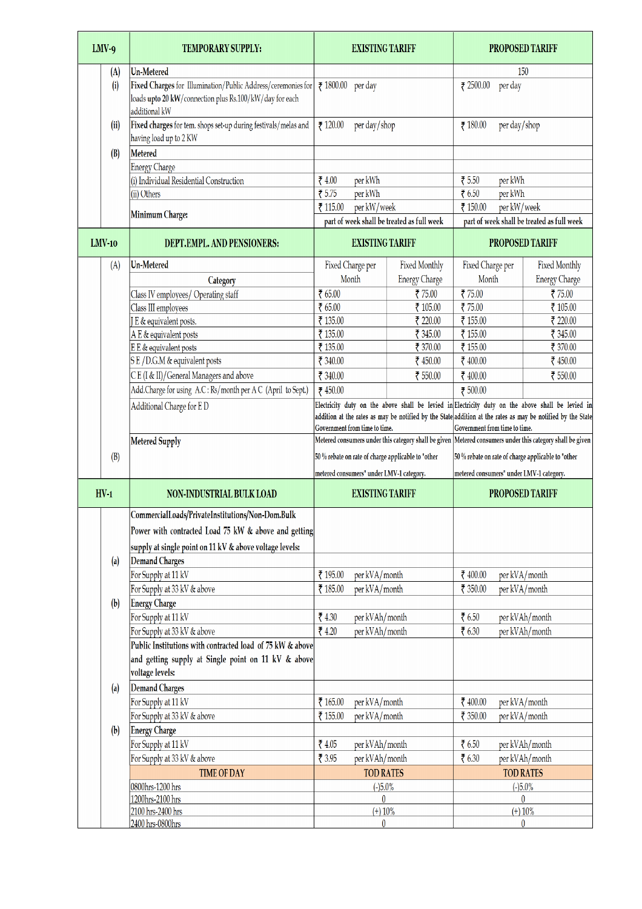| LMV-9 | TEMPORARY SUPPLY: | EXISTING TARIFF | | | PROPOSED TARIFF | | |
|---|---|---|---|---|---|---|---|
| (A) | Un-Metered | | | | 150 | | |
| (i) | Fixed Charges for Illumination/Public Address/ceremonies for loads upto 20 kW/connection plus Rs.100/kW/day for each additional kW | ₹ 1800.00 | per day | | ₹ 2500.00 | per day | |
| (ii) | Fixed charges for tem. shops set-up during festivals/melas and having load up to 2 KW | ₹ 120.00 | per day/shop | | ₹ 180.00 | per day/shop | |
| (B) | Metered | | | | | | |
| | Energy Charge | | | | | | |
| | (i) Individual Residential Construction | ₹ 4.00 | per kWh | | ₹ 5.50 | per kWh | |
| | (ii) Others | ₹ 5.75 | per kWh | | ₹ 6.50 | per kWh | |
| | Minimum Charge: | ₹ 115.00 | per kW/week | | ₹ 150.00 | per kW/week | |
| | | part of week shall be treated as full week | | | part of week shall be treated as full week | | |

| LMV-10 | DEPT.EMPL. AND PENSIONERS: | EXISTING TARIFF | | PROPOSED TARIFF | |
|---|---|---|---|---|---|
| (A) | Un-Metered | Fixed Charge per Month | Fixed Monthly Energy Charge | Fixed Charge per Month | Fixed Monthly Energy Charge |
| | Category | | | | |
| | Class IV employees/ Operating staff | ₹ 65.00 | ₹ 75.00 | ₹ 75.00 | ₹ 75.00 |
| | Class III employees | ₹ 65.00 | ₹ 105.00 | ₹ 75.00 | ₹ 105.00 |
| | J E & equivalent posts. | ₹ 135.00 | ₹ 220.00 | ₹ 155.00 | ₹ 220.00 |
| | A E & equivalent posts | ₹ 135.00 | ₹ 345.00 | ₹ 155.00 | ₹ 345.00 |
| | E E & equivalent posts | ₹ 135.00 | ₹ 370.00 | ₹ 155.00 | ₹ 370.00 |
| | S E /D.G.M & equivalent posts | ₹ 340.00 | ₹ 450.00 | ₹ 400.00 | ₹ 450.00 |
| | C E (I & II)/General Managers and above | ₹ 340.00 | ₹ 550.00 | ₹ 400.00 | ₹ 550.00 |
| | Add.Charge for using A.C : Rs/month per A C (April to Sept.) | ₹ 450.00 | | ₹ 500.00 | |
| | Additional Charge for E D | Electricity duty on the above shall be levied in addition at the rates as may be notified by the State Government from time to time. | | Electricity duty on the above shall be levied in addition at the rates as may be notified by the State Government from time to time. | |
| (B) | Metered Supply | Metered consumers under this category shall be given 50 % rebate on rate of charge applicable to "other metered consumers" under LMV-1 category. | | Metered consumers under this category shall be given 50 % rebate on rate of charge applicable to "other metered consumers" under LMV-1 category. | |

| HV-1 | NON-INDUSTRIAL BULK LOAD | EXISTING TARIFF | | PROPOSED TARIFF | |
|---|---|---|---|---|---|
| | Commercial Loads/Private Institutions/Non-Dom.Bulk Power with contracted Load 75 kW & above and getting supply at single point on 11 kV & above voltage levels: | | | | |
| (a) | Demand Charges | | | | |
| | For Supply at 11 kV | ₹ 195.00 | per kVA/month | ₹ 400.00 | per kVA/month |
| | For Supply at 33 kV & above | ₹ 185.00 | per kVA/month | ₹ 350.00 | per kVA/month |
| (b) | Energy Charge | | | | |
| | For Supply at 11 kV | ₹ 4.30 | per kVAh/month | ₹ 6.50 | per kVAh/month |
| | For Supply at 33 kV & above | ₹ 4.20 | per kVAh/month | ₹ 6.30 | per kVAh/month |
| | Public Institutions with contracted load of 75 kW & above and getting supply at Single point on 11 kV & above voltage levels: | | | | |
| (a) | Demand Charges | | | | |
| | For Supply at 11 kV | ₹ 165.00 | per kVA/month | ₹ 400.00 | per kVA/month |
| | For Supply at 33 kV & above | ₹ 155.00 | per kVA/month | ₹ 350.00 | per kVA/month |
| (b) | Energy Charge | | | | |
| | For Supply at 11 kV | ₹ 4.05 | per kVAh/month | ₹ 6.50 | per kVAh/month |
| | For Supply at 33 kV & above | ₹ 3.95 | per kVAh/month | ₹ 6.30 | per kVAh/month |
| | TIME OF DAY | TOD RATES | | TOD RATES | |
| | 0800hrs-1200 hrs | (-)5.0% | | (-)5.0% | |
| | 1200hrs-2100 hrs | 0 | | 0 | |
| | 2100 hrs-2400 hrs | (+) 10% | | (+) 10% | |
| | 2400 hrs-0800hrs | 0 | | 0 | |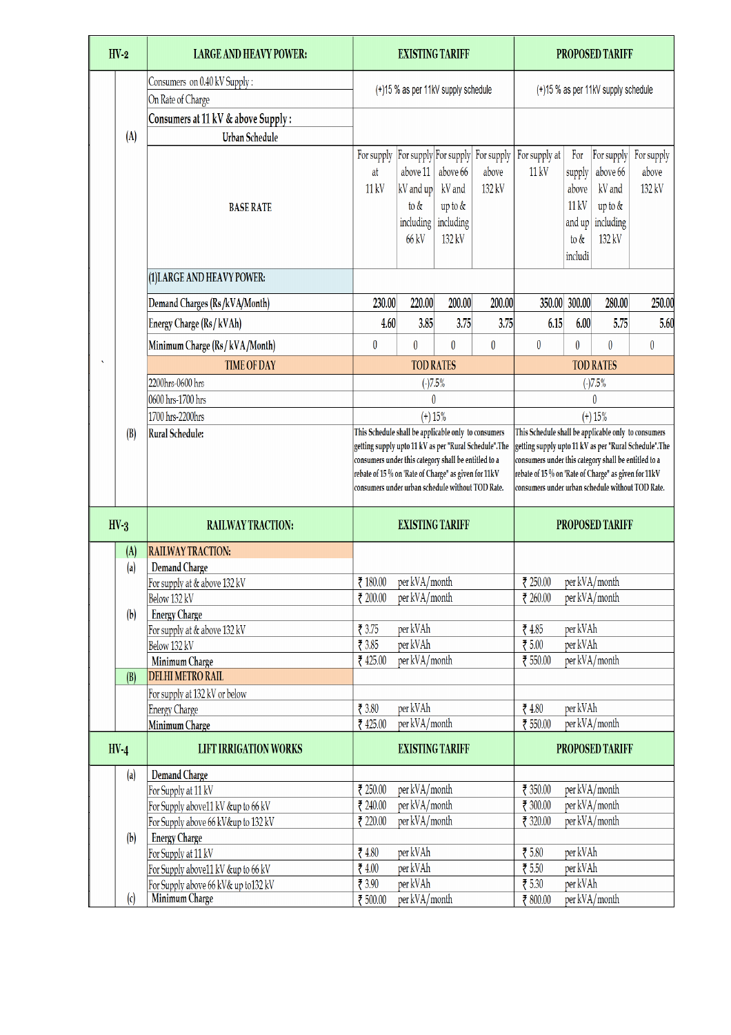| HV-2 | | LARGE AND HEAVY POWER: | EXISTING TARIFF | | | | PROPOSED TARIFF | | | |
|---|---|---|---|---|---|---|---|---|---|---|
| | (A) | Consumers on 0.40 kV Supply : On Rate of Charge | (+)15 % as per 11kV supply schedule | | | | (+)15 % as per 11kV supply schedule | | | |
| | | Consumers at 11 kV & above Supply : | | | | | | | | |
| | | Urban Schedule | | | | | | | | |
| | | BASE RATE | For supply at 11 kV | For supply above 11 kV and up to & including 66 kV | For supply above 66 kV and up to & including 132 kV | For supply above 132 kV | For supply at 11 kV | For supply above 11 kV and up to & includi | For supply above 66 kV and up to & including 132 kV | For supply above 132 kV |
| | | (1)LARGE AND HEAVY POWER: | | | | | | | | |
| | | Demand Charges (Rs /kVA/Month) | 230.00 | 220.00 | 200.00 | 200.00 | 350.00 | 300.00 | 280.00 | 250.00 |
| | | Energy Charge (Rs / kVAh) | 4.60 | 3.85 | 3.75 | 3.75 | 6.15 | 6.00 | 5.75 | 5.60 |
| | | Minimum Charge (Rs / kVA/Month) | 0 | 0 | 0 | 0 | 0 | 0 | 0 | 0 |
| | | TIME OF DAY | TOD RATES | | | | TOD RATES | | | |
| | | 2200hrs-0600 hrs | (-)7.5% | | | | (-)7.5% | | | |
| | | 0600 hrs-1700 hrs | 0 | | | | 0 | | | |
| | | 1700 hrs-2200hrs | (+) 15% | | | | (+) 15% | | | |
| | (B) | Rural Schedule: | This Schedule shall be applicable only to consumers getting supply upto 11 kV as per "Rural Schedule".The consumers under this category shall be entitled to a rebate of 15 % on 'Rate of Charge" as given for 11kV consumers under urban schedule without TOD Rate. | | | | This Schedule shall be applicable only to consumers getting supply upto 11 kV as per "Rural Schedule".The consumers under this category shall be entitled to a rebate of 15 % on 'Rate of Charge" as given for 11kV consumers under urban schedule without TOD Rate. | | | |

| HV-3 | | RAILWAY TRACTION: | EXISTING TARIFF | | PROPOSED TARIFF | |
|---|---|---|---|---|---|---|
| | (A) | RAILWAY TRACTION: | | | | |
| | (a) | Demand Charge | | | | |
| | | For supply at & above 132 kV | ₹ 180.00 | per kVA/month | ₹ 250.00 | per kVA/month |
| | | Below 132 kV | ₹ 200.00 | per kVA/month | ₹ 260.00 | per kVA/month |
| | (b) | Energy Charge | | | | |
| | | For supply at & above 132 kV | ₹ 3.75 | per kVAh | ₹ 4.85 | per kVAh |
| | | Below 132 kV | ₹ 3.85 | per kVAh | ₹ 5.00 | per kVAh |
| | | Minimum Charge | ₹ 425.00 | per kVA/month | ₹ 550.00 | per kVA/month |
| | (B) | DELHI METRO RAIL | | | | |
| | | For supply at 132 kV or below | | | | |
| | | Energy Charge | ₹ 3.80 | per kVAh | ₹ 4.80 | per kVAh |
| | | Minimum Charge | ₹ 425.00 | per kVA/month | ₹ 550.00 | per kVA/month |

| HV-4 | | LIFT IRRIGATION WORKS | EXISTING TARIFF | | PROPOSED TARIFF | |
|---|---|---|---|---|---|---|
| | (a) | Demand Charge | | | | |
| | | For Supply at 11 kV | ₹ 250.00 | per kVA/month | ₹ 350.00 | per kVA/month |
| | | For Supply above11 kV &up to 66 kV | ₹ 240.00 | per kVA/month | ₹ 300.00 | per kVA/month |
| | | For Supply above 66 kV&up to 132 kV | ₹ 220.00 | per kVA/month | ₹ 320.00 | per kVA/month |
| | (b) | Energy Charge | | | | |
| | | For Supply at 11 kV | ₹ 4.80 | per kVAh | ₹ 5.80 | per kVAh |
| | | For Supply above11 kV &up to 66 kV | ₹ 4.00 | per kVAh | ₹ 5.50 | per kVAh |
| | | For Supply above 66 kV& up to132 kV | ₹ 3.90 | per kVAh | ₹ 5.30 | per kVAh |
| | (c) | Minimum Charge | ₹ 500.00 | per kVA/month | ₹ 800.00 | per kVA/month |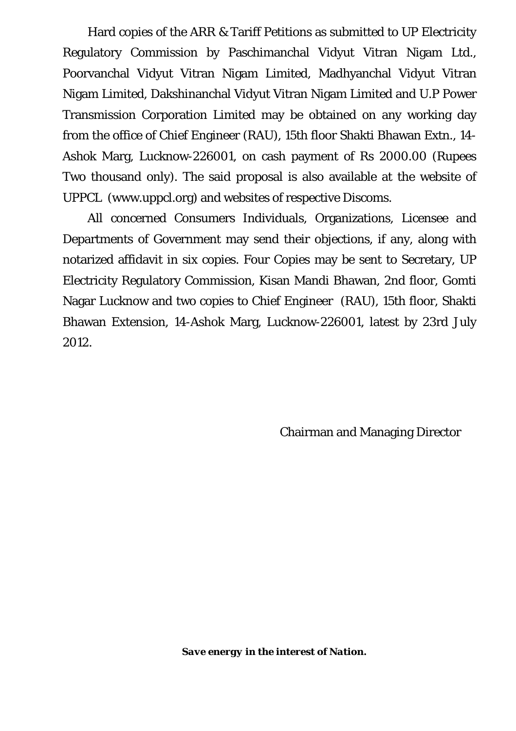Hard copies of the ARR & Tariff Petitions as submitted to UP Electricity Regulatory Commission by Paschimanchal Vidyut Vitran Nigam Ltd., Poorvanchal Vidyut Vitran Nigam Limited, Madhyanchal Vidyut Vitran Nigam Limited, Dakshinanchal Vidyut Vitran Nigam Limited and U.P Power Transmission Corporation Limited may be obtained on any working day from the office of Chief Engineer (RAU), 15th floor Shakti Bhawan Extn., 14-Ashok Marg, Lucknow-226001, on cash payment of Rs 2000.00 (Rupees Two thousand only). The said proposal is also available at the website of UPPCL (www.uppcl.org) and websites of respective Discoms.

All concerned Consumers Individuals, Organizations, Licensee and Departments of Government may send their objections, if any, along with notarized affidavit in six copies. Four Copies may be sent to Secretary, UP Electricity Regulatory Commission, Kisan Mandi Bhawan, 2nd floor, Gomti Nagar Lucknow and two copies to Chief Engineer (RAU), 15th floor, Shakti Bhawan Extension, 14-Ashok Marg, Lucknow-226001, latest by 23rd July 2012.

Chairman and Managing Director

***Save energy in the interest of Nation.***